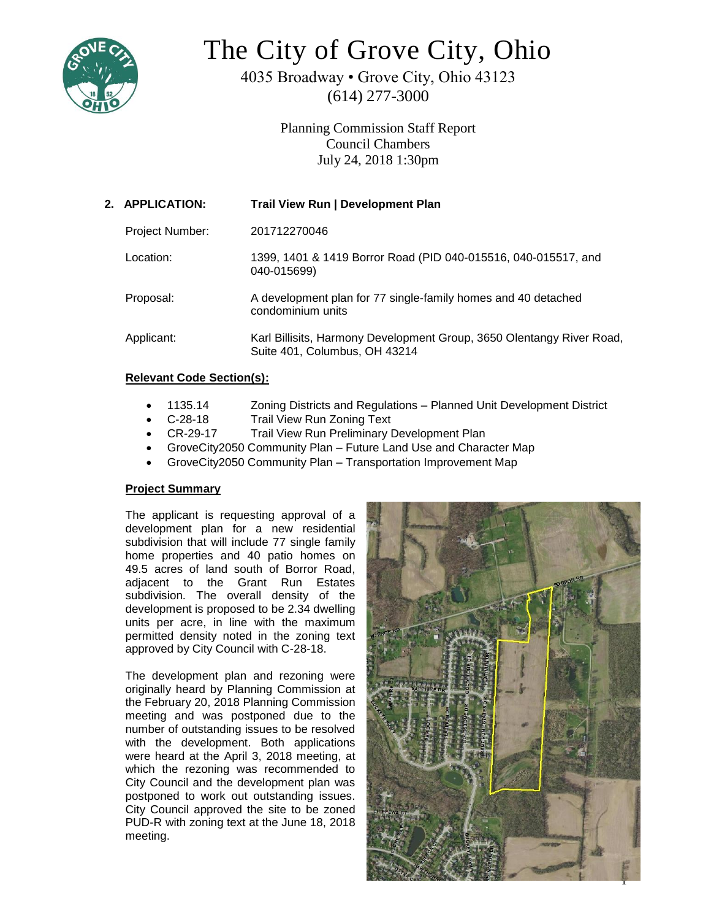# The City of Grove City, Ohio

4035 Broadway • Grove City, Ohio 43123
(614) 277-3000

Planning Commission Staff Report
Council Chambers
July 24, 2018 1:30pm

## 2. APPLICATION: Trail View Run | Development Plan

| | |
|---|---|
| Project Number: | 201712270046 |
| Location: | 1399, 1401 & 1419 Borror Road (PID 040-015516, 040-015517, and 040-015699) |
| Proposal: | A development plan for 77 single-family homes and 40 detached condominium units |
| Applicant: | Karl Billisits, Harmony Development Group, 3650 Olentangy River Road, Suite 401, Columbus, OH 43214 |

**Relevant Code Section(s):**

- 1135.14 Zoning Districts and Regulations – Planned Unit Development District
- C-28-18 Trail View Run Zoning Text
- CR-29-17 Trail View Run Preliminary Development Plan
- GroveCity2050 Community Plan – Future Land Use and Character Map
- GroveCity2050 Community Plan – Transportation Improvement Map

**Project Summary**

The applicant is requesting approval of a development plan for a new residential subdivision that will include 77 single family home properties and 40 patio homes on 49.5 acres of land south of Borror Road, adjacent to the Grant Run Estates subdivision. The overall density of the development is proposed to be 2.34 dwelling units per acre, in line with the maximum permitted density noted in the zoning text approved by City Council with C-28-18.

The development plan and rezoning were originally heard by Planning Commission at the February 20, 2018 Planning Commission meeting and was postponed due to the number of outstanding issues to be resolved with the development. Both applications were heard at the April 3, 2018 meeting, at which the rezoning was recommended to City Council and the development plan was postponed to work out outstanding issues. City Council approved the site to be zoned PUD-R with zoning text at the June 18, 2018 meeting.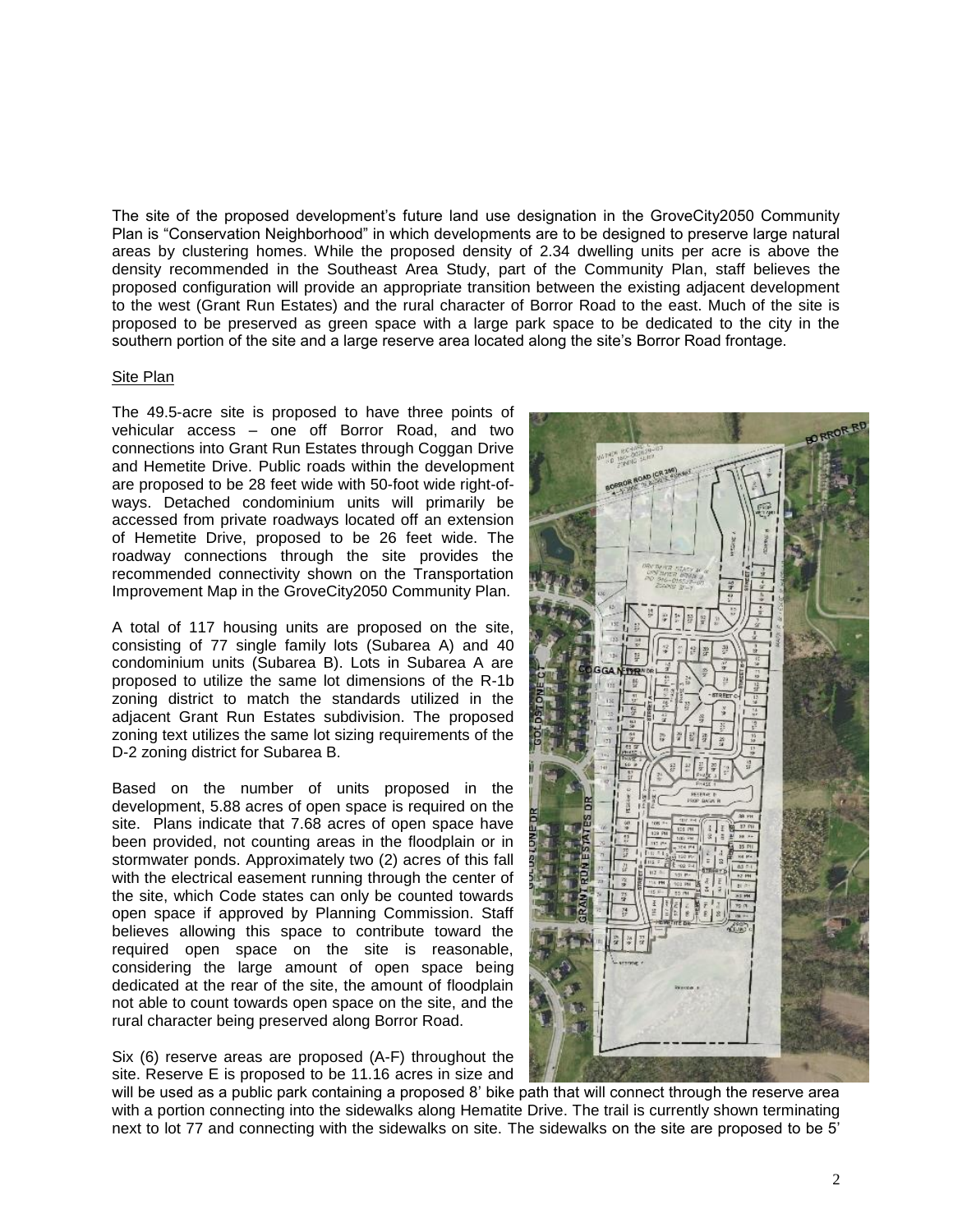The site of the proposed development's future land use designation in the GroveCity2050 Community Plan is "Conservation Neighborhood" in which developments are to be designed to preserve large natural areas by clustering homes. While the proposed density of 2.34 dwelling units per acre is above the density recommended in the Southeast Area Study, part of the Community Plan, staff believes the proposed configuration will provide an appropriate transition between the existing adjacent development to the west (Grant Run Estates) and the rural character of Borror Road to the east. Much of the site is proposed to be preserved as green space with a large park space to be dedicated to the city in the southern portion of the site and a large reserve area located along the site's Borror Road frontage.

Site Plan

The 49.5-acre site is proposed to have three points of vehicular access – one off Borror Road, and two connections into Grant Run Estates through Coggan Drive and Hemetite Drive. Public roads within the development are proposed to be 28 feet wide with 50-foot wide right-of-ways. Detached condominium units will primarily be accessed from private roadways located off an extension of Hemetite Drive, proposed to be 26 feet wide. The roadway connections through the site provides the recommended connectivity shown on the Transportation Improvement Map in the GroveCity2050 Community Plan.

A total of 117 housing units are proposed on the site, consisting of 77 single family lots (Subarea A) and 40 condominium units (Subarea B). Lots in Subarea A are proposed to utilize the same lot dimensions of the R-1b zoning district to match the standards utilized in the adjacent Grant Run Estates subdivision. The proposed zoning text utilizes the same lot sizing requirements of the D-2 zoning district for Subarea B.

Based on the number of units proposed in the development, 5.88 acres of open space is required on the site. Plans indicate that 7.68 acres of open space have been provided, not counting areas in the floodplain or in stormwater ponds. Approximately two (2) acres of this fall with the electrical easement running through the center of the site, which Code states can only be counted towards open space if approved by Planning Commission. Staff believes allowing this space to contribute toward the required open space on the site is reasonable, considering the large amount of open space being dedicated at the rear of the site, the amount of floodplain not able to count towards open space on the site, and the rural character being preserved along Borror Road.

Six (6) reserve areas are proposed (A-F) throughout the site. Reserve E is proposed to be 11.16 acres in size and will be used as a public park containing a proposed 8' bike path that will connect through the reserve area with a portion connecting into the sidewalks along Hematite Drive. The trail is currently shown terminating next to lot 77 and connecting with the sidewalks on site. The sidewalks on the site are proposed to be 5'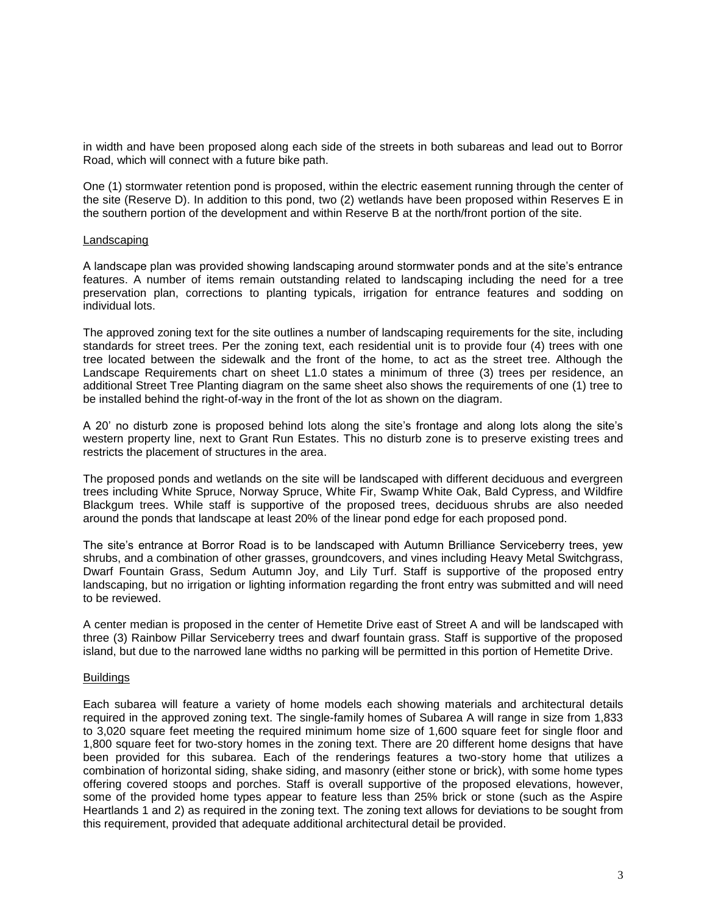in width and have been proposed along each side of the streets in both subareas and lead out to Borror Road, which will connect with a future bike path.

One (1) stormwater retention pond is proposed, within the electric easement running through the center of the site (Reserve D). In addition to this pond, two (2) wetlands have been proposed within Reserves E in the southern portion of the development and within Reserve B at the north/front portion of the site.

<u>Landscaping</u>

A landscape plan was provided showing landscaping around stormwater ponds and at the site's entrance features. A number of items remain outstanding related to landscaping including the need for a tree preservation plan, corrections to planting typicals, irrigation for entrance features and sodding on individual lots.

The approved zoning text for the site outlines a number of landscaping requirements for the site, including standards for street trees. Per the zoning text, each residential unit is to provide four (4) trees with one tree located between the sidewalk and the front of the home, to act as the street tree. Although the Landscape Requirements chart on sheet L1.0 states a minimum of three (3) trees per residence, an additional Street Tree Planting diagram on the same sheet also shows the requirements of one (1) tree to be installed behind the right-of-way in the front of the lot as shown on the diagram.

A 20' no disturb zone is proposed behind lots along the site's frontage and along lots along the site's western property line, next to Grant Run Estates. This no disturb zone is to preserve existing trees and restricts the placement of structures in the area.

The proposed ponds and wetlands on the site will be landscaped with different deciduous and evergreen trees including White Spruce, Norway Spruce, White Fir, Swamp White Oak, Bald Cypress, and Wildfire Blackgum trees. While staff is supportive of the proposed trees, deciduous shrubs are also needed around the ponds that landscape at least 20% of the linear pond edge for each proposed pond.

The site's entrance at Borror Road is to be landscaped with Autumn Brilliance Serviceberry trees, yew shrubs, and a combination of other grasses, groundcovers, and vines including Heavy Metal Switchgrass, Dwarf Fountain Grass, Sedum Autumn Joy, and Lily Turf. Staff is supportive of the proposed entry landscaping, but no irrigation or lighting information regarding the front entry was submitted and will need to be reviewed.

A center median is proposed in the center of Hemetite Drive east of Street A and will be landscaped with three (3) Rainbow Pillar Serviceberry trees and dwarf fountain grass. Staff is supportive of the proposed island, but due to the narrowed lane widths no parking will be permitted in this portion of Hemetite Drive.

<u>Buildings</u>

Each subarea will feature a variety of home models each showing materials and architectural details required in the approved zoning text. The single-family homes of Subarea A will range in size from 1,833 to 3,020 square feet meeting the required minimum home size of 1,600 square feet for single floor and 1,800 square feet for two-story homes in the zoning text. There are 20 different home designs that have been provided for this subarea. Each of the renderings features a two-story home that utilizes a combination of horizontal siding, shake siding, and masonry (either stone or brick), with some home types offering covered stoops and porches. Staff is overall supportive of the proposed elevations, however, some of the provided home types appear to feature less than 25% brick or stone (such as the Aspire Heartlands 1 and 2) as required in the zoning text. The zoning text allows for deviations to be sought from this requirement, provided that adequate additional architectural detail be provided.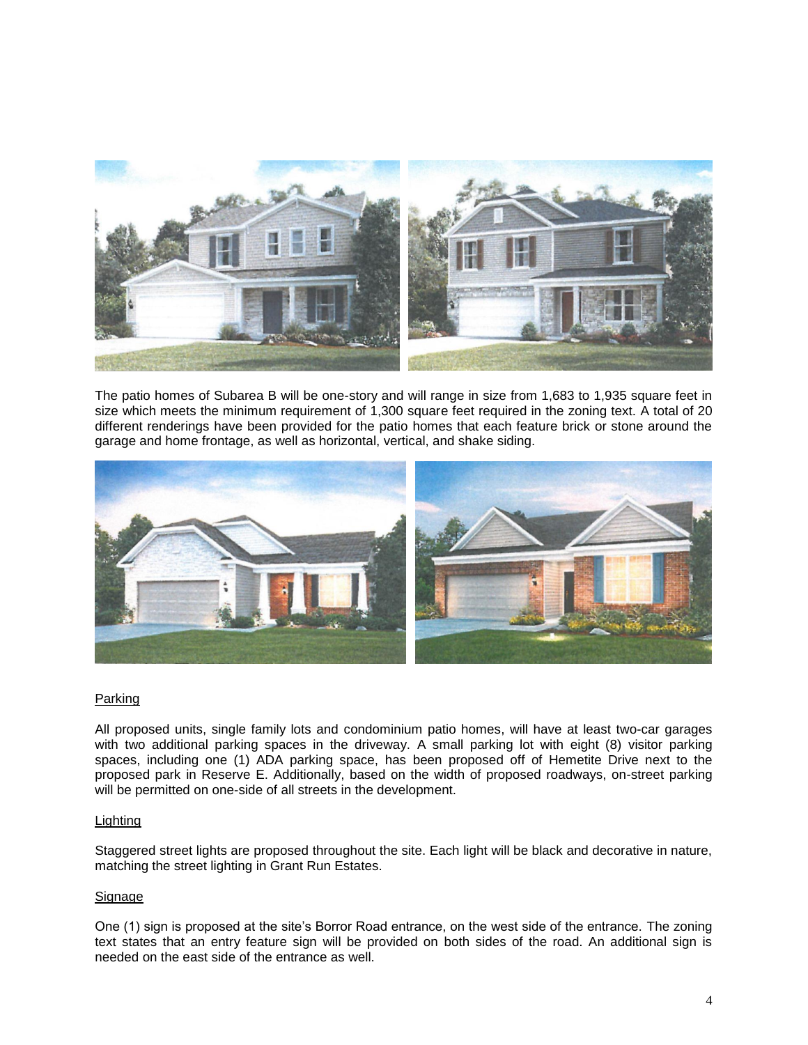The patio homes of Subarea B will be one-story and will range in size from 1,683 to 1,935 square feet in size which meets the minimum requirement of 1,300 square feet required in the zoning text. A total of 20 different renderings have been provided for the patio homes that each feature brick or stone around the garage and home frontage, as well as horizontal, vertical, and shake siding.

## Parking

All proposed units, single family lots and condominium patio homes, will have at least two-car garages with two additional parking spaces in the driveway. A small parking lot with eight (8) visitor parking spaces, including one (1) ADA parking space, has been proposed off of Hemetite Drive next to the proposed park in Reserve E. Additionally, based on the width of proposed roadways, on-street parking will be permitted on one-side of all streets in the development.

## Lighting

Staggered street lights are proposed throughout the site. Each light will be black and decorative in nature, matching the street lighting in Grant Run Estates.

## Signage

One (1) sign is proposed at the site's Borror Road entrance, on the west side of the entrance. The zoning text states that an entry feature sign will be provided on both sides of the road. An additional sign is needed on the east side of the entrance as well.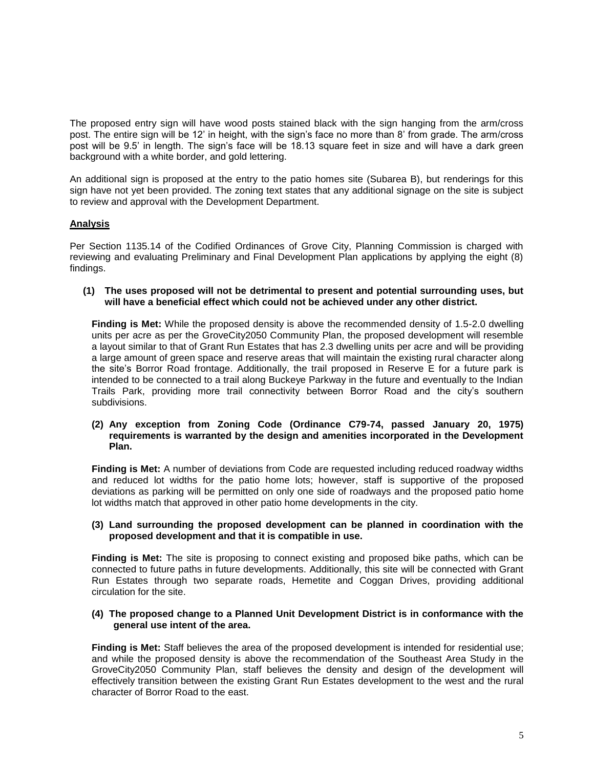The proposed entry sign will have wood posts stained black with the sign hanging from the arm/cross post. The entire sign will be 12' in height, with the sign's face no more than 8' from grade. The arm/cross post will be 9.5' in length. The sign's face will be 18.13 square feet in size and will have a dark green background with a white border, and gold lettering.

An additional sign is proposed at the entry to the patio homes site (Subarea B), but renderings for this sign have not yet been provided. The zoning text states that any additional signage on the site is subject to review and approval with the Development Department.

## Analysis

Per Section 1135.14 of the Codified Ordinances of Grove City, Planning Commission is charged with reviewing and evaluating Preliminary and Final Development Plan applications by applying the eight (8) findings.

**(1) The uses proposed will not be detrimental to present and potential surrounding uses, but will have a beneficial effect which could not be achieved under any other district.**

**Finding is Met:** While the proposed density is above the recommended density of 1.5-2.0 dwelling units per acre as per the GroveCity2050 Community Plan, the proposed development will resemble a layout similar to that of Grant Run Estates that has 2.3 dwelling units per acre and will be providing a large amount of green space and reserve areas that will maintain the existing rural character along the site's Borror Road frontage. Additionally, the trail proposed in Reserve E for a future park is intended to be connected to a trail along Buckeye Parkway in the future and eventually to the Indian Trails Park, providing more trail connectivity between Borror Road and the city's southern subdivisions.

**(2) Any exception from Zoning Code (Ordinance C79-74, passed January 20, 1975) requirements is warranted by the design and amenities incorporated in the Development Plan.**

**Finding is Met:** A number of deviations from Code are requested including reduced roadway widths and reduced lot widths for the patio home lots; however, staff is supportive of the proposed deviations as parking will be permitted on only one side of roadways and the proposed patio home lot widths match that approved in other patio home developments in the city.

**(3) Land surrounding the proposed development can be planned in coordination with the proposed development and that it is compatible in use.**

**Finding is Met:** The site is proposing to connect existing and proposed bike paths, which can be connected to future paths in future developments. Additionally, this site will be connected with Grant Run Estates through two separate roads, Hemetite and Coggan Drives, providing additional circulation for the site.

**(4) The proposed change to a Planned Unit Development District is in conformance with the general use intent of the area.**

**Finding is Met:** Staff believes the area of the proposed development is intended for residential use; and while the proposed density is above the recommendation of the Southeast Area Study in the GroveCity2050 Community Plan, staff believes the density and design of the development will effectively transition between the existing Grant Run Estates development to the west and the rural character of Borror Road to the east.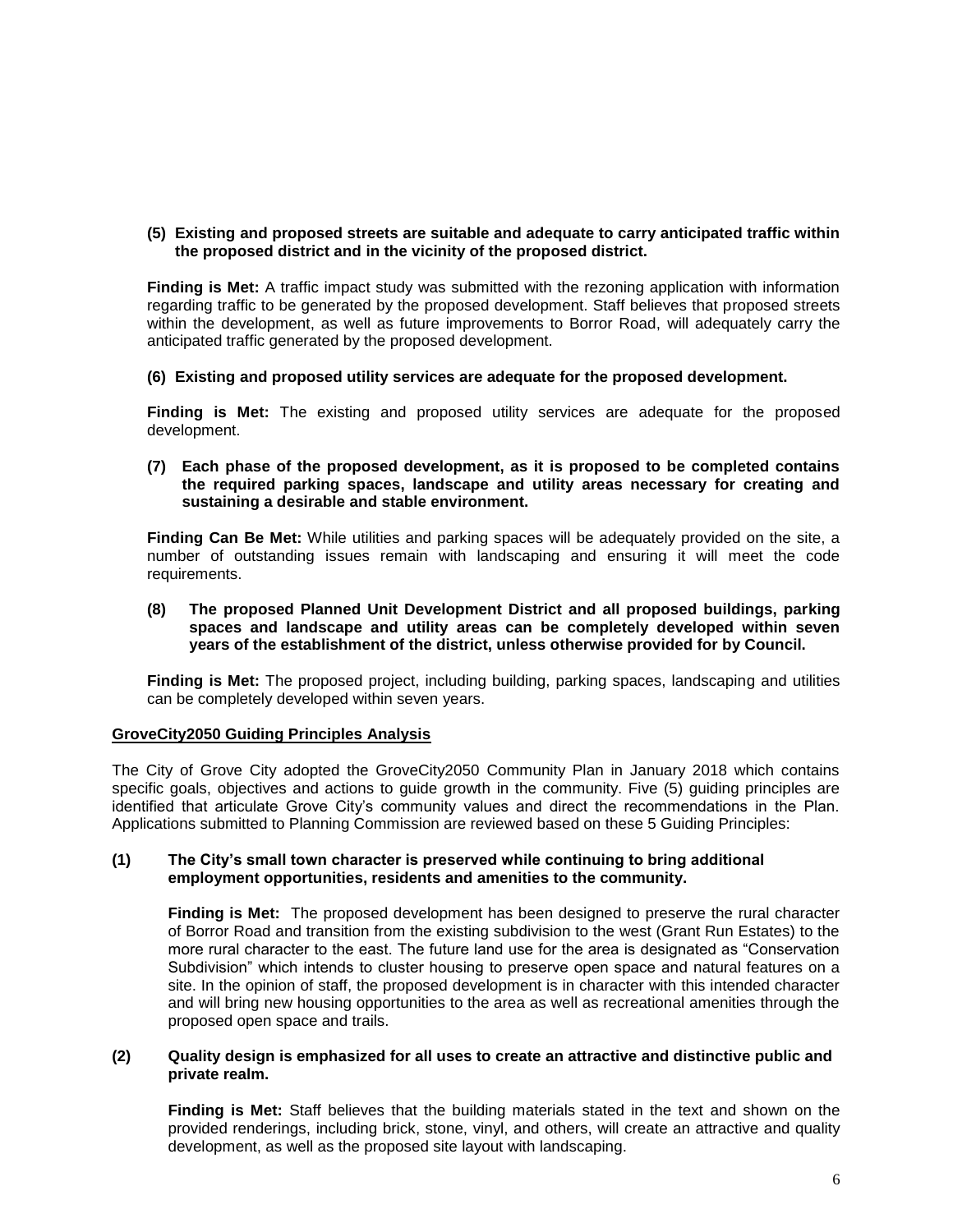**(5) Existing and proposed streets are suitable and adequate to carry anticipated traffic within the proposed district and in the vicinity of the proposed district.**

**Finding is Met:** A traffic impact study was submitted with the rezoning application with information regarding traffic to be generated by the proposed development. Staff believes that proposed streets within the development, as well as future improvements to Borror Road, will adequately carry the anticipated traffic generated by the proposed development.

**(6) Existing and proposed utility services are adequate for the proposed development.**

**Finding is Met:** The existing and proposed utility services are adequate for the proposed development.

**(7) Each phase of the proposed development, as it is proposed to be completed contains the required parking spaces, landscape and utility areas necessary for creating and sustaining a desirable and stable environment.**

**Finding Can Be Met:** While utilities and parking spaces will be adequately provided on the site, a number of outstanding issues remain with landscaping and ensuring it will meet the code requirements.

**(8) The proposed Planned Unit Development District and all proposed buildings, parking spaces and landscape and utility areas can be completely developed within seven years of the establishment of the district, unless otherwise provided for by Council.**

**Finding is Met:** The proposed project, including building, parking spaces, landscaping and utilities can be completely developed within seven years.

**GroveCity2050 Guiding Principles Analysis**

The City of Grove City adopted the GroveCity2050 Community Plan in January 2018 which contains specific goals, objectives and actions to guide growth in the community. Five (5) guiding principles are identified that articulate Grove City's community values and direct the recommendations in the Plan. Applications submitted to Planning Commission are reviewed based on these 5 Guiding Principles:

**(1) The City's small town character is preserved while continuing to bring additional employment opportunities, residents and amenities to the community.**

**Finding is Met:** The proposed development has been designed to preserve the rural character of Borror Road and transition from the existing subdivision to the west (Grant Run Estates) to the more rural character to the east. The future land use for the area is designated as "Conservation Subdivision" which intends to cluster housing to preserve open space and natural features on a site. In the opinion of staff, the proposed development is in character with this intended character and will bring new housing opportunities to the area as well as recreational amenities through the proposed open space and trails.

**(2) Quality design is emphasized for all uses to create an attractive and distinctive public and private realm.**

**Finding is Met:** Staff believes that the building materials stated in the text and shown on the provided renderings, including brick, stone, vinyl, and others, will create an attractive and quality development, as well as the proposed site layout with landscaping.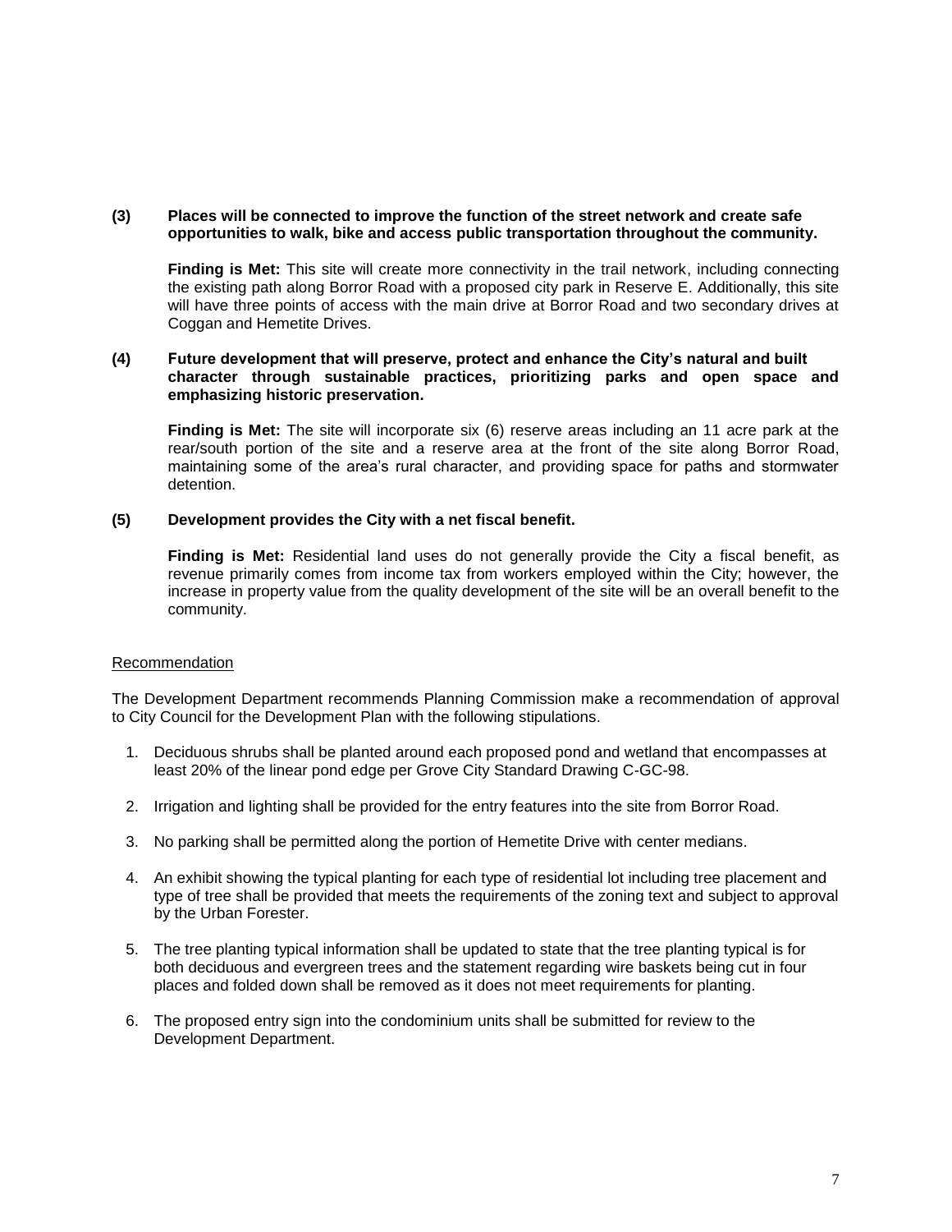**(3) Places will be connected to improve the function of the street network and create safe opportunities to walk, bike and access public transportation throughout the community.**

**Finding is Met:** This site will create more connectivity in the trail network, including connecting the existing path along Borror Road with a proposed city park in Reserve E. Additionally, this site will have three points of access with the main drive at Borror Road and two secondary drives at Coggan and Hemetite Drives.

**(4) Future development that will preserve, protect and enhance the City's natural and built character through sustainable practices, prioritizing parks and open space and emphasizing historic preservation.**

**Finding is Met:** The site will incorporate six (6) reserve areas including an 11 acre park at the rear/south portion of the site and a reserve area at the front of the site along Borror Road, maintaining some of the area's rural character, and providing space for paths and stormwater detention.

**(5) Development provides the City with a net fiscal benefit.**

**Finding is Met:** Residential land uses do not generally provide the City a fiscal benefit, as revenue primarily comes from income tax from workers employed within the City; however, the increase in property value from the quality development of the site will be an overall benefit to the community.

## Recommendation

The Development Department recommends Planning Commission make a recommendation of approval to City Council for the Development Plan with the following stipulations.

1. Deciduous shrubs shall be planted around each proposed pond and wetland that encompasses at least 20% of the linear pond edge per Grove City Standard Drawing C-GC-98.
2. Irrigation and lighting shall be provided for the entry features into the site from Borror Road.
3. No parking shall be permitted along the portion of Hemetite Drive with center medians.
4. An exhibit showing the typical planting for each type of residential lot including tree placement and type of tree shall be provided that meets the requirements of the zoning text and subject to approval by the Urban Forester.
5. The tree planting typical information shall be updated to state that the tree planting typical is for both deciduous and evergreen trees and the statement regarding wire baskets being cut in four places and folded down shall be removed as it does not meet requirements for planting.
6. The proposed entry sign into the condominium units shall be submitted for review to the Development Department.